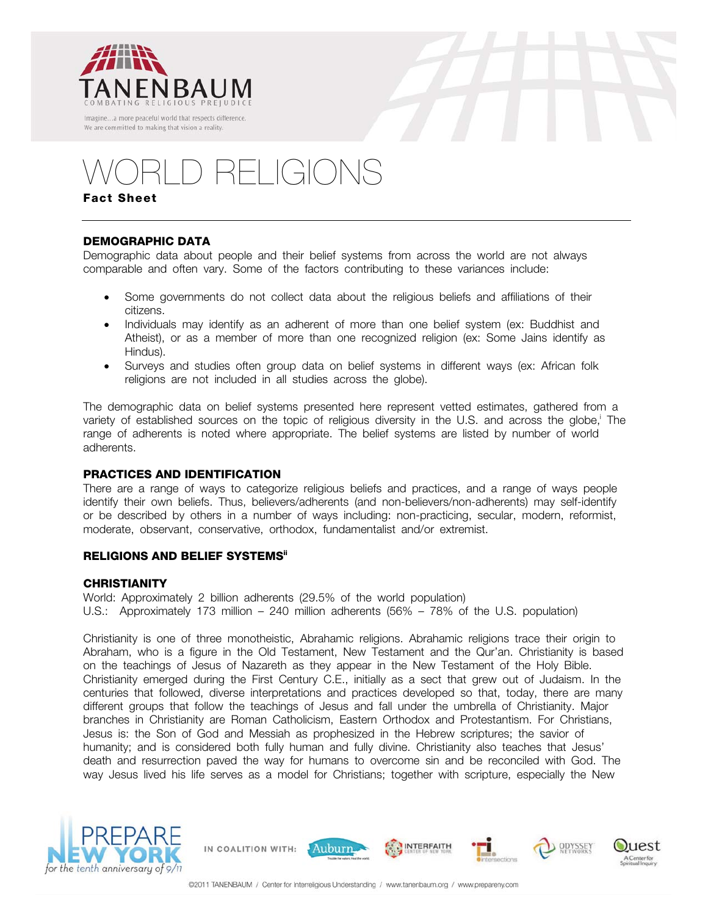# WORLD RELIGIONS

**Fact Sheet**

## DEMOGRAPHIC DATA

Demographic data about people and their belief systems from across the world are not always comparable and often vary. Some of the factors contributing to these variances include:

- Some governments do not collect data about the religious beliefs and affiliations of their citizens.
- Individuals may identify as an adherent of more than one belief system (ex: Buddhist and Atheist), or as a member of more than one recognized religion (ex: Some Jains identify as Hindus).
- Surveys and studies often group data on belief systems in different ways (ex: African folk religions are not included in all studies across the globe).

The demographic data on belief systems presented here represent vetted estimates, gathered from a variety of established sources on the topic of religious diversity in the U.S. and across the globe,[i] The range of adherents is noted where appropriate. The belief systems are listed by number of world adherents.

## PRACTICES AND IDENTIFICATION

There are a range of ways to categorize religious beliefs and practices, and a range of ways people identify their own beliefs. Thus, believers/adherents (and non-believers/non-adherents) may self-identify or be described by others in a number of ways including: non-practicing, secular, modern, reformist, moderate, observant, conservative, orthodox, fundamentalist and/or extremist.

## RELIGIONS AND BELIEF SYSTEMS[ii]

### CHRISTIANITY

World: Approximately 2 billion adherents (29.5% of the world population)
U.S.: Approximately 173 million – 240 million adherents (56% – 78% of the U.S. population)

Christianity is one of three monotheistic, Abrahamic religions. Abrahamic religions trace their origin to Abraham, who is a figure in the Old Testament, New Testament and the Qur'an. Christianity is based on the teachings of Jesus of Nazareth as they appear in the New Testament of the Holy Bible. Christianity emerged during the First Century C.E., initially as a sect that grew out of Judaism. In the centuries that followed, diverse interpretations and practices developed so that, today, there are many different groups that follow the teachings of Jesus and fall under the umbrella of Christianity. Major branches in Christianity are Roman Catholicism, Eastern Orthodox and Protestantism. For Christians, Jesus is: the Son of God and Messiah as prophesized in the Hebrew scriptures; the savior of humanity; and is considered both fully human and fully divine. Christianity also teaches that Jesus' death and resurrection paved the way for humans to overcome sin and be reconciled with God. The way Jesus lived his life serves as a model for Christians; together with scripture, especially the New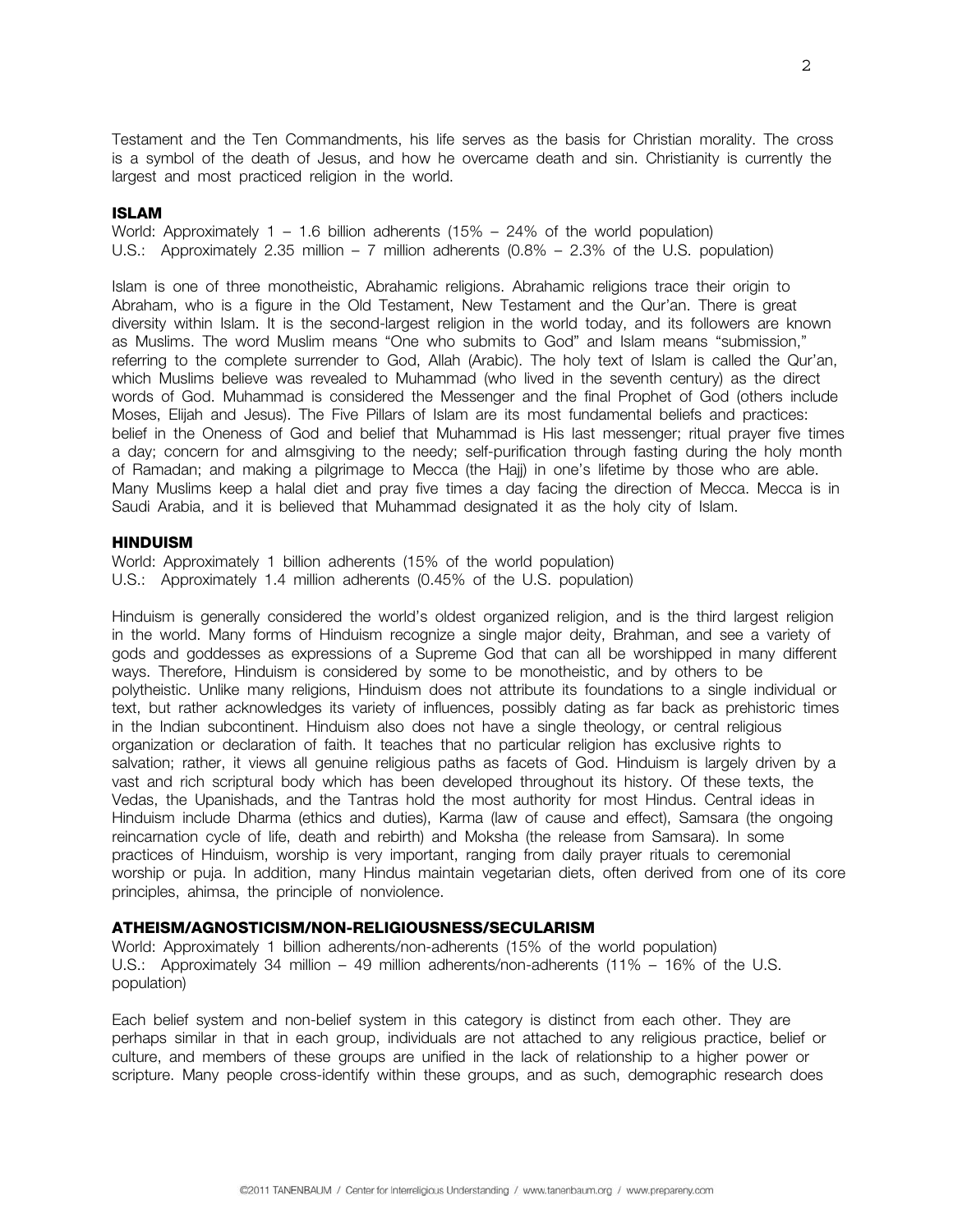Testament and the Ten Commandments, his life serves as the basis for Christian morality. The cross is a symbol of the death of Jesus, and how he overcame death and sin. Christianity is currently the largest and most practiced religion in the world.

## ISLAM

World: Approximately 1 – 1.6 billion adherents (15% – 24% of the world population)
U.S.: Approximately 2.35 million – 7 million adherents (0.8% – 2.3% of the U.S. population)

Islam is one of three monotheistic, Abrahamic religions. Abrahamic religions trace their origin to Abraham, who is a figure in the Old Testament, New Testament and the Qur'an. There is great diversity within Islam. It is the second-largest religion in the world today, and its followers are known as Muslims. The word Muslim means "One who submits to God" and Islam means "submission," referring to the complete surrender to God, Allah (Arabic). The holy text of Islam is called the Qur'an, which Muslims believe was revealed to Muhammad (who lived in the seventh century) as the direct words of God. Muhammad is considered the Messenger and the final Prophet of God (others include Moses, Elijah and Jesus). The Five Pillars of Islam are its most fundamental beliefs and practices: belief in the Oneness of God and belief that Muhammad is His last messenger; ritual prayer five times a day; concern for and almsgiving to the needy; self-purification through fasting during the holy month of Ramadan; and making a pilgrimage to Mecca (the Hajj) in one's lifetime by those who are able. Many Muslims keep a halal diet and pray five times a day facing the direction of Mecca. Mecca is in Saudi Arabia, and it is believed that Muhammad designated it as the holy city of Islam.

## HINDUISM

World: Approximately 1 billion adherents (15% of the world population)
U.S.: Approximately 1.4 million adherents (0.45% of the U.S. population)

Hinduism is generally considered the world's oldest organized religion, and is the third largest religion in the world. Many forms of Hinduism recognize a single major deity, Brahman, and see a variety of gods and goddesses as expressions of a Supreme God that can all be worshipped in many different ways. Therefore, Hinduism is considered by some to be monotheistic, and by others to be polytheistic. Unlike many religions, Hinduism does not attribute its foundations to a single individual or text, but rather acknowledges its variety of influences, possibly dating as far back as prehistoric times in the Indian subcontinent. Hinduism also does not have a single theology, or central religious organization or declaration of faith. It teaches that no particular religion has exclusive rights to salvation; rather, it views all genuine religious paths as facets of God. Hinduism is largely driven by a vast and rich scriptural body which has been developed throughout its history. Of these texts, the Vedas, the Upanishads, and the Tantras hold the most authority for most Hindus. Central ideas in Hinduism include Dharma (ethics and duties), Karma (law of cause and effect), Samsara (the ongoing reincarnation cycle of life, death and rebirth) and Moksha (the release from Samsara). In some practices of Hinduism, worship is very important, ranging from daily prayer rituals to ceremonial worship or puja. In addition, many Hindus maintain vegetarian diets, often derived from one of its core principles, ahimsa, the principle of nonviolence.

## ATHEISM/AGNOSTICISM/NON-RELIGIOUSNESS/SECULARISM

World: Approximately 1 billion adherents/non-adherents (15% of the world population)
U.S.: Approximately 34 million – 49 million adherents/non-adherents (11% – 16% of the U.S. population)

Each belief system and non-belief system in this category is distinct from each other. They are perhaps similar in that in each group, individuals are not attached to any religious practice, belief or culture, and members of these groups are unified in the lack of relationship to a higher power or scripture. Many people cross-identify within these groups, and as such, demographic research does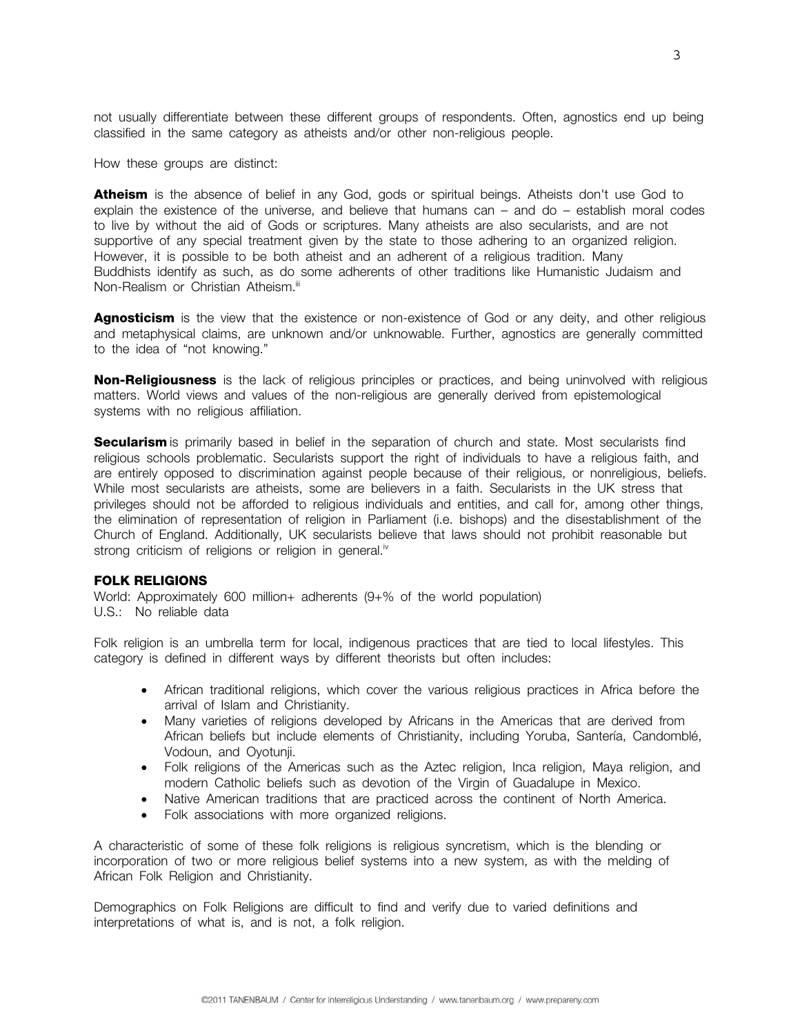not usually differentiate between these different groups of respondents. Often, agnostics end up being classified in the same category as atheists and/or other non-religious people.

How these groups are distinct:

**Atheism** is the absence of belief in any God, gods or spiritual beings. Atheists don't use God to explain the existence of the universe, and believe that humans can – and do – establish moral codes to live by without the aid of Gods or scriptures. Many atheists are also secularists, and are not supportive of any special treatment given by the state to those adhering to an organized religion. However, it is possible to be both atheist and an adherent of a religious tradition. Many Buddhists identify as such, as do some adherents of other traditions like Humanistic Judaism and Non-Realism or Christian Atheism.[iii]

**Agnosticism** is the view that the existence or non-existence of God or any deity, and other religious and metaphysical claims, are unknown and/or unknowable. Further, agnostics are generally committed to the idea of "not knowing."

**Non-Religiousness** is the lack of religious principles or practices, and being uninvolved with religious matters. World views and values of the non-religious are generally derived from epistemological systems with no religious affiliation.

**Secularism** is primarily based in belief in the separation of church and state. Most secularists find religious schools problematic. Secularists support the right of individuals to have a religious faith, and are entirely opposed to discrimination against people because of their religious, or nonreligious, beliefs. While most secularists are atheists, some are believers in a faith. Secularists in the UK stress that privileges should not be afforded to religious individuals and entities, and call for, among other things, the elimination of representation of religion in Parliament (i.e. bishops) and the disestablishment of the Church of England. Additionally, UK secularists believe that laws should not prohibit reasonable but strong criticism of religions or religion in general.[iv]

## FOLK RELIGIONS

World: Approximately 600 million+ adherents (9+% of the world population)
U.S.: No reliable data

Folk religion is an umbrella term for local, indigenous practices that are tied to local lifestyles. This category is defined in different ways by different theorists but often includes:

- African traditional religions, which cover the various religious practices in Africa before the arrival of Islam and Christianity.
- Many varieties of religions developed by Africans in the Americas that are derived from African beliefs but include elements of Christianity, including Yoruba, Santería, Candomblé, Vodoun, and Oyotunji.
- Folk religions of the Americas such as the Aztec religion, Inca religion, Maya religion, and modern Catholic beliefs such as devotion of the Virgin of Guadalupe in Mexico.
- Native American traditions that are practiced across the continent of North America.
- Folk associations with more organized religions.

A characteristic of some of these folk religions is religious syncretism, which is the blending or incorporation of two or more religious belief systems into a new system, as with the melding of African Folk Religion and Christianity.

Demographics on Folk Religions are difficult to find and verify due to varied definitions and interpretations of what is, and is not, a folk religion.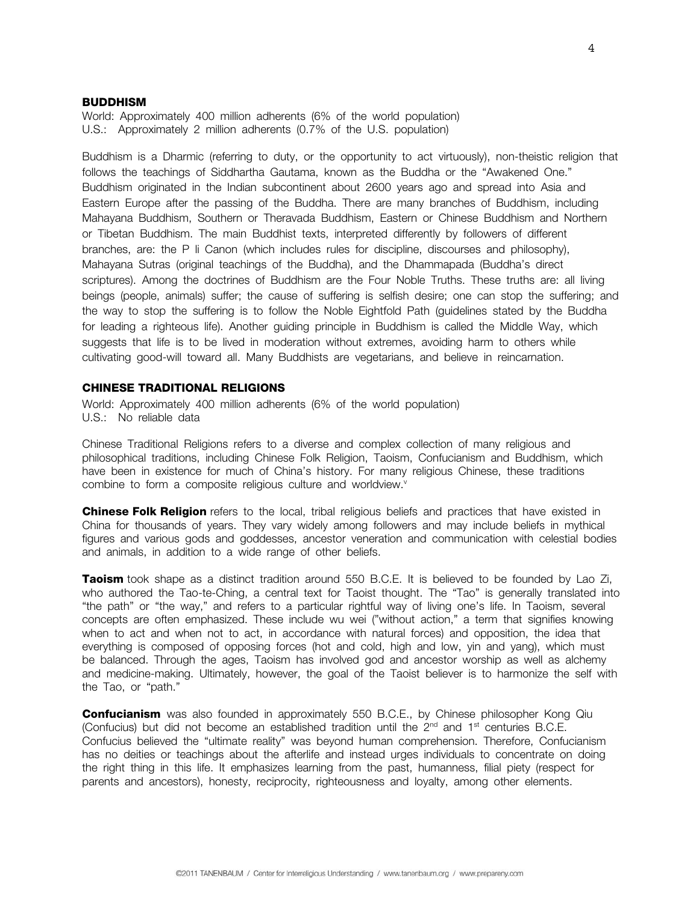## BUDDHISM

World: Approximately 400 million adherents (6% of the world population)
U.S.: Approximately 2 million adherents (0.7% of the U.S. population)

Buddhism is a Dharmic (referring to duty, or the opportunity to act virtuously), non-theistic religion that follows the teachings of Siddhartha Gautama, known as the Buddha or the "Awakened One." Buddhism originated in the Indian subcontinent about 2600 years ago and spread into Asia and Eastern Europe after the passing of the Buddha. There are many branches of Buddhism, including Mahayana Buddhism, Southern or Theravada Buddhism, Eastern or Chinese Buddhism and Northern or Tibetan Buddhism. The main Buddhist texts, interpreted differently by followers of different branches, are: the P li Canon (which includes rules for discipline, discourses and philosophy), Mahayana Sutras (original teachings of the Buddha), and the Dhammapada (Buddha's direct scriptures). Among the doctrines of Buddhism are the Four Noble Truths. These truths are: all living beings (people, animals) suffer; the cause of suffering is selfish desire; one can stop the suffering; and the way to stop the suffering is to follow the Noble Eightfold Path (guidelines stated by the Buddha for leading a righteous life). Another guiding principle in Buddhism is called the Middle Way, which suggests that life is to be lived in moderation without extremes, avoiding harm to others while cultivating good-will toward all. Many Buddhists are vegetarians, and believe in reincarnation.

## CHINESE TRADITIONAL RELIGIONS

World: Approximately 400 million adherents (6% of the world population)
U.S.: No reliable data

Chinese Traditional Religions refers to a diverse and complex collection of many religious and philosophical traditions, including Chinese Folk Religion, Taoism, Confucianism and Buddhism, which have been in existence for much of China's history. For many religious Chinese, these traditions combine to form a composite religious culture and worldview.[v]

**Chinese Folk Religion** refers to the local, tribal religious beliefs and practices that have existed in China for thousands of years. They vary widely among followers and may include beliefs in mythical figures and various gods and goddesses, ancestor veneration and communication with celestial bodies and animals, in addition to a wide range of other beliefs.

**Taoism** took shape as a distinct tradition around 550 B.C.E. It is believed to be founded by Lao Zi, who authored the Tao-te-Ching, a central text for Taoist thought. The "Tao" is generally translated into "the path" or "the way," and refers to a particular rightful way of living one's life. In Taoism, several concepts are often emphasized. These include wu wei ("without action," a term that signifies knowing when to act and when not to act, in accordance with natural forces) and opposition, the idea that everything is composed of opposing forces (hot and cold, high and low, yin and yang), which must be balanced. Through the ages, Taoism has involved god and ancestor worship as well as alchemy and medicine-making. Ultimately, however, the goal of the Taoist believer is to harmonize the self with the Tao, or "path."

**Confucianism** was also founded in approximately 550 B.C.E., by Chinese philosopher Kong Qiu (Confucius) but did not become an established tradition until the 2nd and 1st centuries B.C.E. Confucius believed the "ultimate reality" was beyond human comprehension. Therefore, Confucianism has no deities or teachings about the afterlife and instead urges individuals to concentrate on doing the right thing in this life. It emphasizes learning from the past, humanness, filial piety (respect for parents and ancestors), honesty, reciprocity, righteousness and loyalty, among other elements.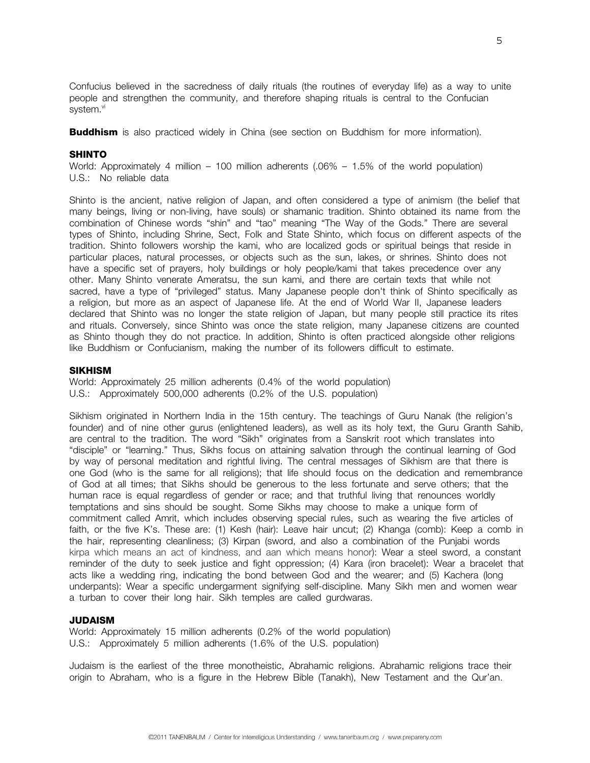Confucius believed in the sacredness of daily rituals (the routines of everyday life) as a way to unite people and strengthen the community, and therefore shaping rituals is central to the Confucian system.[vi]

**Buddhism** is also practiced widely in China (see section on Buddhism for more information).

## SHINTO

World: Approximately 4 million – 100 million adherents (.06% – 1.5% of the world population)
U.S.: No reliable data

Shinto is the ancient, native religion of Japan, and often considered a type of animism (the belief that many beings, living or non-living, have souls) or shamanic tradition. Shinto obtained its name from the combination of Chinese words "shin" and "tao" meaning "The Way of the Gods." There are several types of Shinto, including Shrine, Sect, Folk and State Shinto, which focus on different aspects of the tradition. Shinto followers worship the kami, who are localized gods or spiritual beings that reside in particular places, natural processes, or objects such as the sun, lakes, or shrines. Shinto does not have a specific set of prayers, holy buildings or holy people/kami that takes precedence over any other. Many Shinto venerate Ameratsu, the sun kami, and there are certain texts that while not sacred, have a type of "privileged" status. Many Japanese people don't think of Shinto specifically as a religion, but more as an aspect of Japanese life. At the end of World War II, Japanese leaders declared that Shinto was no longer the state religion of Japan, but many people still practice its rites and rituals. Conversely, since Shinto was once the state religion, many Japanese citizens are counted as Shinto though they do not practice. In addition, Shinto is often practiced alongside other religions like Buddhism or Confucianism, making the number of its followers difficult to estimate.

## SIKHISM

World: Approximately 25 million adherents (0.4% of the world population)
U.S.: Approximately 500,000 adherents (0.2% of the U.S. population)

Sikhism originated in Northern India in the 15th century. The teachings of Guru Nanak (the religion's founder) and of nine other gurus (enlightened leaders), as well as its holy text, the Guru Granth Sahib, are central to the tradition. The word "Sikh" originates from a Sanskrit root which translates into "disciple" or "learning." Thus, Sikhs focus on attaining salvation through the continual learning of God by way of personal meditation and rightful living. The central messages of Sikhism are that there is one God (who is the same for all religions); that life should focus on the dedication and remembrance of God at all times; that Sikhs should be generous to the less fortunate and serve others; that the human race is equal regardless of gender or race; and that truthful living that renounces worldly temptations and sins should be sought. Some Sikhs may choose to make a unique form of commitment called Amrit, which includes observing special rules, such as wearing the five articles of faith, or the five K's. These are: (1) Kesh (hair): Leave hair uncut; (2) Khanga (comb): Keep a comb in the hair, representing cleanliness; (3) Kirpan (sword, and also a combination of the Punjabi words kirpa which means an act of kindness, and aan which means honor): Wear a steel sword, a constant reminder of the duty to seek justice and fight oppression; (4) Kara (iron bracelet): Wear a bracelet that acts like a wedding ring, indicating the bond between God and the wearer; and (5) Kachera (long underpants): Wear a specific undergarment signifying self-discipline. Many Sikh men and women wear a turban to cover their long hair. Sikh temples are called gurdwaras.

## JUDAISM

World: Approximately 15 million adherents (0.2% of the world population)
U.S.: Approximately 5 million adherents (1.6% of the U.S. population)

Judaism is the earliest of the three monotheistic, Abrahamic religions. Abrahamic religions trace their origin to Abraham, who is a figure in the Hebrew Bible (Tanakh), New Testament and the Qur'an.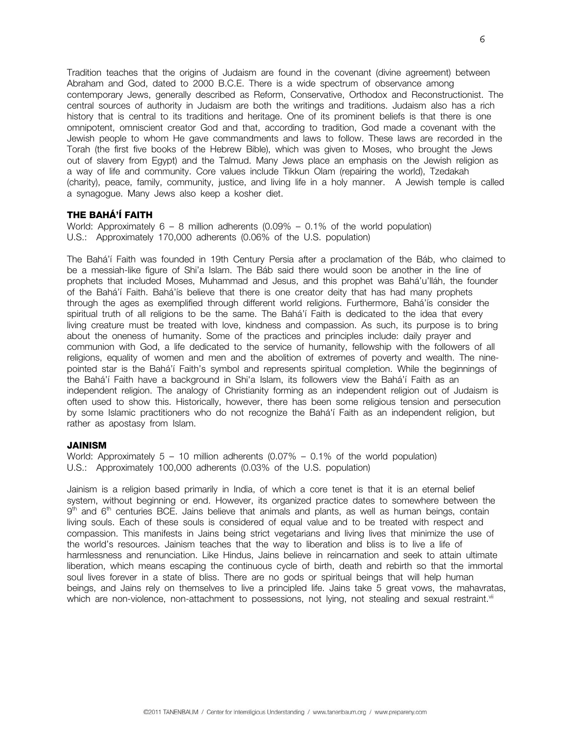Tradition teaches that the origins of Judaism are found in the covenant (divine agreement) between Abraham and God, dated to 2000 B.C.E. There is a wide spectrum of observance among contemporary Jews, generally described as Reform, Conservative, Orthodox and Reconstructionist. The central sources of authority in Judaism are both the writings and traditions. Judaism also has a rich history that is central to its traditions and heritage. One of its prominent beliefs is that there is one omnipotent, omniscient creator God and that, according to tradition, God made a covenant with the Jewish people to whom He gave commandments and laws to follow. These laws are recorded in the Torah (the first five books of the Hebrew Bible), which was given to Moses, who brought the Jews out of slavery from Egypt) and the Talmud. Many Jews place an emphasis on the Jewish religion as a way of life and community. Core values include Tikkun Olam (repairing the world), Tzedakah (charity), peace, family, community, justice, and living life in a holy manner. A Jewish temple is called a synagogue. Many Jews also keep a kosher diet.

### THE BAHÁ'Í FAITH

World: Approximately 6 – 8 million adherents (0.09% – 0.1% of the world population)
U.S.: Approximately 170,000 adherents (0.06% of the U.S. population)

The Bahá'í Faith was founded in 19th Century Persia after a proclamation of the Báb, who claimed to be a messiah-like figure of Shi'a Islam. The Báb said there would soon be another in the line of prophets that included Moses, Muhammad and Jesus, and this prophet was Bahá'u'lláh, the founder of the Bahá'í Faith. Bahá'ís believe that there is one creator deity that has had many prophets through the ages as exemplified through different world religions. Furthermore, Bahá'ís consider the spiritual truth of all religions to be the same. The Bahá'í Faith is dedicated to the idea that every living creature must be treated with love, kindness and compassion. As such, its purpose is to bring about the oneness of humanity. Some of the practices and principles include: daily prayer and communion with God, a life dedicated to the service of humanity, fellowship with the followers of all religions, equality of women and men and the abolition of extremes of poverty and wealth. The nine-pointed star is the Bahá'í Faith's symbol and represents spiritual completion. While the beginnings of the Bahá'í Faith have a background in Shi'a Islam, its followers view the Bahá'í Faith as an independent religion. The analogy of Christianity forming as an independent religion out of Judaism is often used to show this. Historically, however, there has been some religious tension and persecution by some Islamic practitioners who do not recognize the Bahá'í Faith as an independent religion, but rather as apostasy from Islam.

### JAINISM

World: Approximately 5 – 10 million adherents (0.07% – 0.1% of the world population)
U.S.: Approximately 100,000 adherents (0.03% of the U.S. population)

Jainism is a religion based primarily in India, of which a core tenet is that it is an eternal belief system, without beginning or end. However, its organized practice dates to somewhere between the 9th and 6th centuries BCE. Jains believe that animals and plants, as well as human beings, contain living souls. Each of these souls is considered of equal value and to be treated with respect and compassion. This manifests in Jains being strict vegetarians and living lives that minimize the use of the world's resources. Jainism teaches that the way to liberation and bliss is to live a life of harmlessness and renunciation. Like Hindus, Jains believe in reincarnation and seek to attain ultimate liberation, which means escaping the continuous cycle of birth, death and rebirth so that the immortal soul lives forever in a state of bliss. There are no gods or spiritual beings that will help human beings, and Jains rely on themselves to live a principled life. Jains take 5 great vows, the mahavratas, which are non-violence, non-attachment to possessions, not lying, not stealing and sexual restraint.[vii]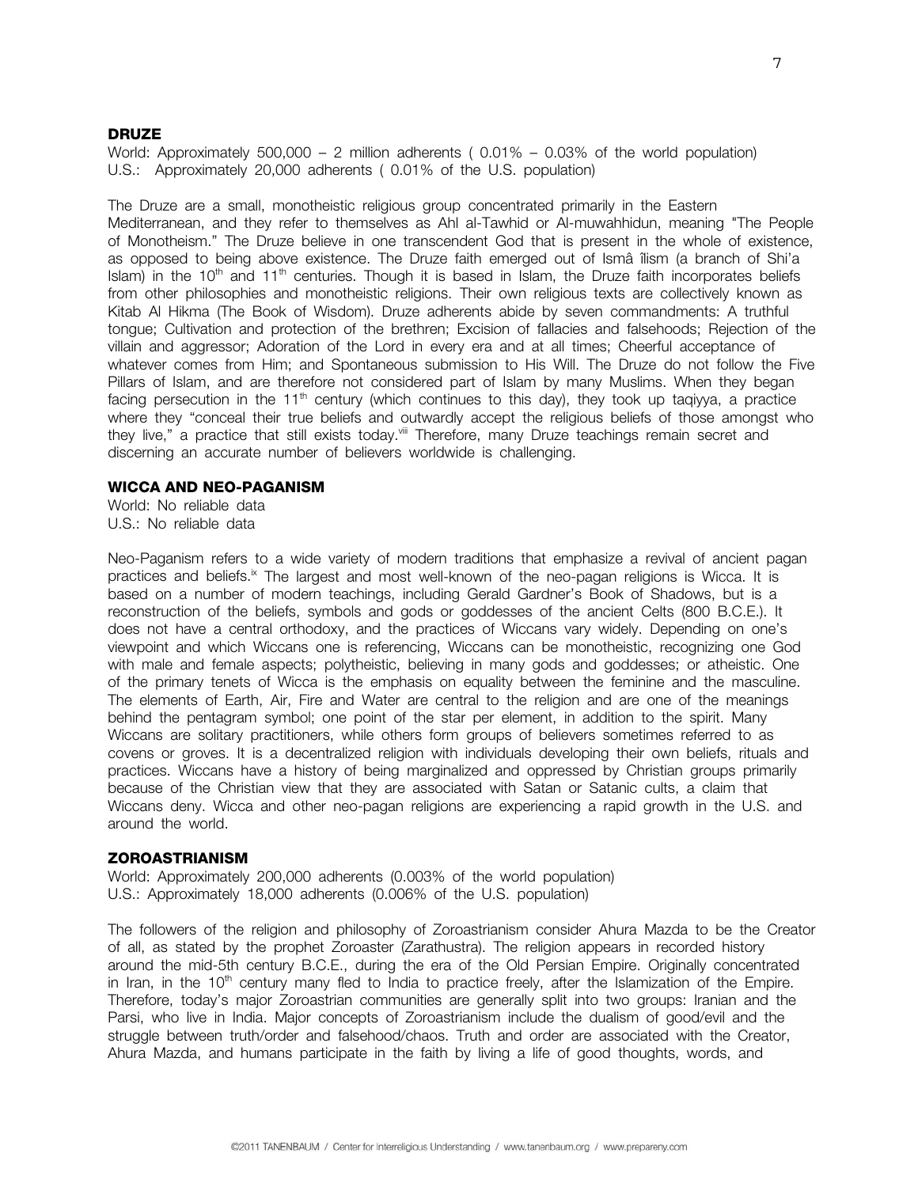## DRUZE

World: Approximately 500,000 – 2 million adherents ( 0.01% – 0.03% of the world population)
U.S.: Approximately 20,000 adherents ( 0.01% of the U.S. population)

The Druze are a small, monotheistic religious group concentrated primarily in the Eastern Mediterranean, and they refer to themselves as Ahl al-Tawhid or Al-muwahhidun, meaning "The People of Monotheism." The Druze believe in one transcendent God that is present in the whole of existence, as opposed to being above existence. The Druze faith emerged out of Ismâ îlism (a branch of Shi'a Islam) in the 10th and 11th centuries. Though it is based in Islam, the Druze faith incorporates beliefs from other philosophies and monotheistic religions. Their own religious texts are collectively known as Kitab Al Hikma (The Book of Wisdom). Druze adherents abide by seven commandments: A truthful tongue; Cultivation and protection of the brethren; Excision of fallacies and falsehoods; Rejection of the villain and aggressor; Adoration of the Lord in every era and at all times; Cheerful acceptance of whatever comes from Him; and Spontaneous submission to His Will. The Druze do not follow the Five Pillars of Islam, and are therefore not considered part of Islam by many Muslims. When they began facing persecution in the 11th century (which continues to this day), they took up taqiyya, a practice where they "conceal their true beliefs and outwardly accept the religious beliefs of those amongst who they live," a practice that still exists today.[viii] Therefore, many Druze teachings remain secret and discerning an accurate number of believers worldwide is challenging.

## WICCA AND NEO-PAGANISM

World: No reliable data
U.S.: No reliable data

Neo-Paganism refers to a wide variety of modern traditions that emphasize a revival of ancient pagan practices and beliefs.[ix] The largest and most well-known of the neo-pagan religions is Wicca. It is based on a number of modern teachings, including Gerald Gardner's Book of Shadows, but is a reconstruction of the beliefs, symbols and gods or goddesses of the ancient Celts (800 B.C.E.). It does not have a central orthodoxy, and the practices of Wiccans vary widely. Depending on one's viewpoint and which Wiccans one is referencing, Wiccans can be monotheistic, recognizing one God with male and female aspects; polytheistic, believing in many gods and goddesses; or atheistic. One of the primary tenets of Wicca is the emphasis on equality between the feminine and the masculine. The elements of Earth, Air, Fire and Water are central to the religion and are one of the meanings behind the pentagram symbol; one point of the star per element, in addition to the spirit. Many Wiccans are solitary practitioners, while others form groups of believers sometimes referred to as covens or groves. It is a decentralized religion with individuals developing their own beliefs, rituals and practices. Wiccans have a history of being marginalized and oppressed by Christian groups primarily because of the Christian view that they are associated with Satan or Satanic cults, a claim that Wiccans deny. Wicca and other neo-pagan religions are experiencing a rapid growth in the U.S. and around the world.

## ZOROASTRIANISM

World: Approximately 200,000 adherents (0.003% of the world population)
U.S.: Approximately 18,000 adherents (0.006% of the U.S. population)

The followers of the religion and philosophy of Zoroastrianism consider Ahura Mazda to be the Creator of all, as stated by the prophet Zoroaster (Zarathustra). The religion appears in recorded history around the mid-5th century B.C.E., during the era of the Old Persian Empire. Originally concentrated in Iran, in the 10th century many fled to India to practice freely, after the Islamization of the Empire. Therefore, today's major Zoroastrian communities are generally split into two groups: Iranian and the Parsi, who live in India. Major concepts of Zoroastrianism include the dualism of good/evil and the struggle between truth/order and falsehood/chaos. Truth and order are associated with the Creator, Ahura Mazda, and humans participate in the faith by living a life of good thoughts, words, and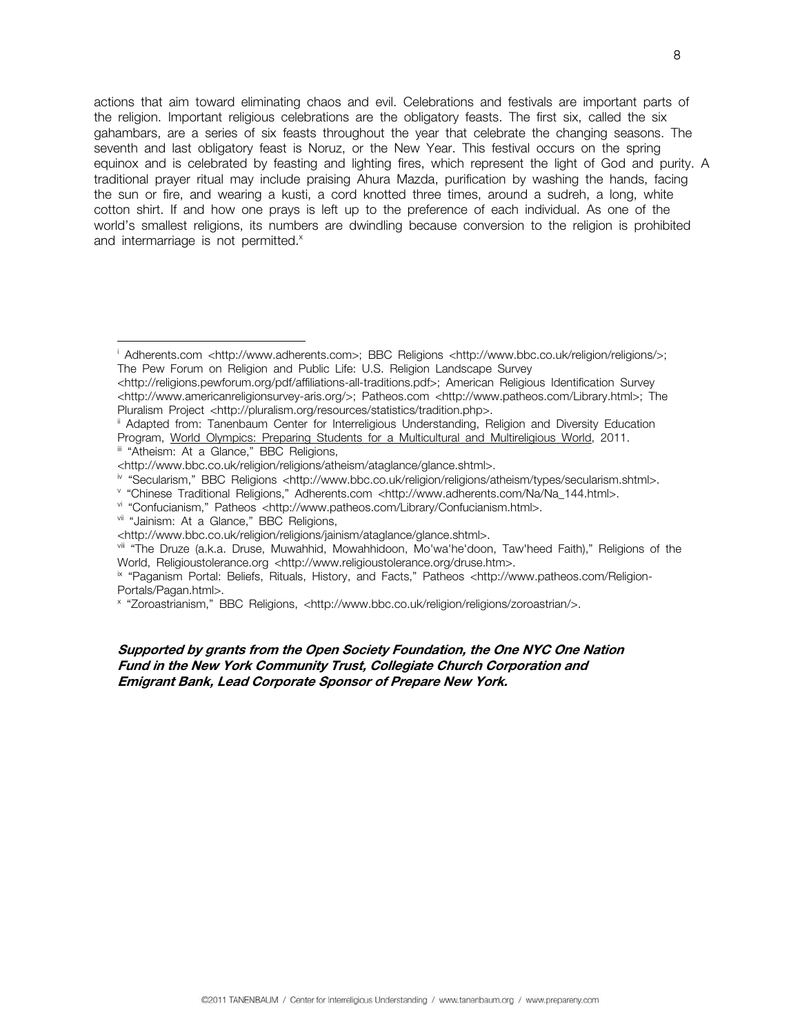actions that aim toward eliminating chaos and evil. Celebrations and festivals are important parts of the religion. Important religious celebrations are the obligatory feasts. The first six, called the six gahambars, are a series of six feasts throughout the year that celebrate the changing seasons. The seventh and last obligatory feast is Noruz, or the New Year. This festival occurs on the spring equinox and is celebrated by feasting and lighting fires, which represent the light of God and purity. A traditional prayer ritual may include praising Ahura Mazda, purification by washing the hands, facing the sun or fire, and wearing a kusti, a cord knotted three times, around a sudreh, a long, white cotton shirt. If and how one prays is left up to the preference of each individual. As one of the world's smallest religions, its numbers are dwindling because conversion to the religion is prohibited and intermarriage is not permitted.[x]

---

[i] Adherents.com <http://www.adherents.com>; BBC Religions <http://www.bbc.co.uk/religion/religions/>; The Pew Forum on Religion and Public Life: U.S. Religion Landscape Survey <http://religions.pewforum.org/pdf/affiliations-all-traditions.pdf>; American Religious Identification Survey <http://www.americanreligionsurvey-aris.org/>; Patheos.com <http://www.patheos.com/Library.html>; The Pluralism Project <http://pluralism.org/resources/statistics/tradition.php>.

[ii] Adapted from: Tanenbaum Center for Interreligious Understanding, Religion and Diversity Education Program, World Olympics: Preparing Students for a Multicultural and Multireligious World, 2011.

[iii] "Atheism: At a Glance," BBC Religions, <http://www.bbc.co.uk/religion/religions/atheism/ataglance/glance.shtml>.

[iv] "Secularism," BBC Religions <http://www.bbc.co.uk/religion/religions/atheism/types/secularism.shtml>.

[v] "Chinese Traditional Religions," Adherents.com <http://www.adherents.com/Na/Na_144.html>.

[vi] "Confucianism," Patheos <http://www.patheos.com/Library/Confucianism.html>.

[vii] "Jainism: At a Glance," BBC Religions, <http://www.bbc.co.uk/religion/religions/jainism/ataglance/glance.shtml>.

[viii] "The Druze (a.k.a. Druse, Muwahhid, Mowahhidoon, Mo'wa'he'doon, Taw'heed Faith)," Religions of the World, Religioustolerance.org <http://www.religioustolerance.org/druse.htm>.

[ix] "Paganism Portal: Beliefs, Rituals, History, and Facts," Patheos <http://www.patheos.com/Religion-Portals/Pagan.html>.

[x] "Zoroastrianism," BBC Religions, <http://www.bbc.co.uk/religion/religions/zoroastrian/>.

***Supported by grants from the Open Society Foundation, the One NYC One Nation Fund in the New York Community Trust, Collegiate Church Corporation and Emigrant Bank, Lead Corporate Sponsor of Prepare New York.***